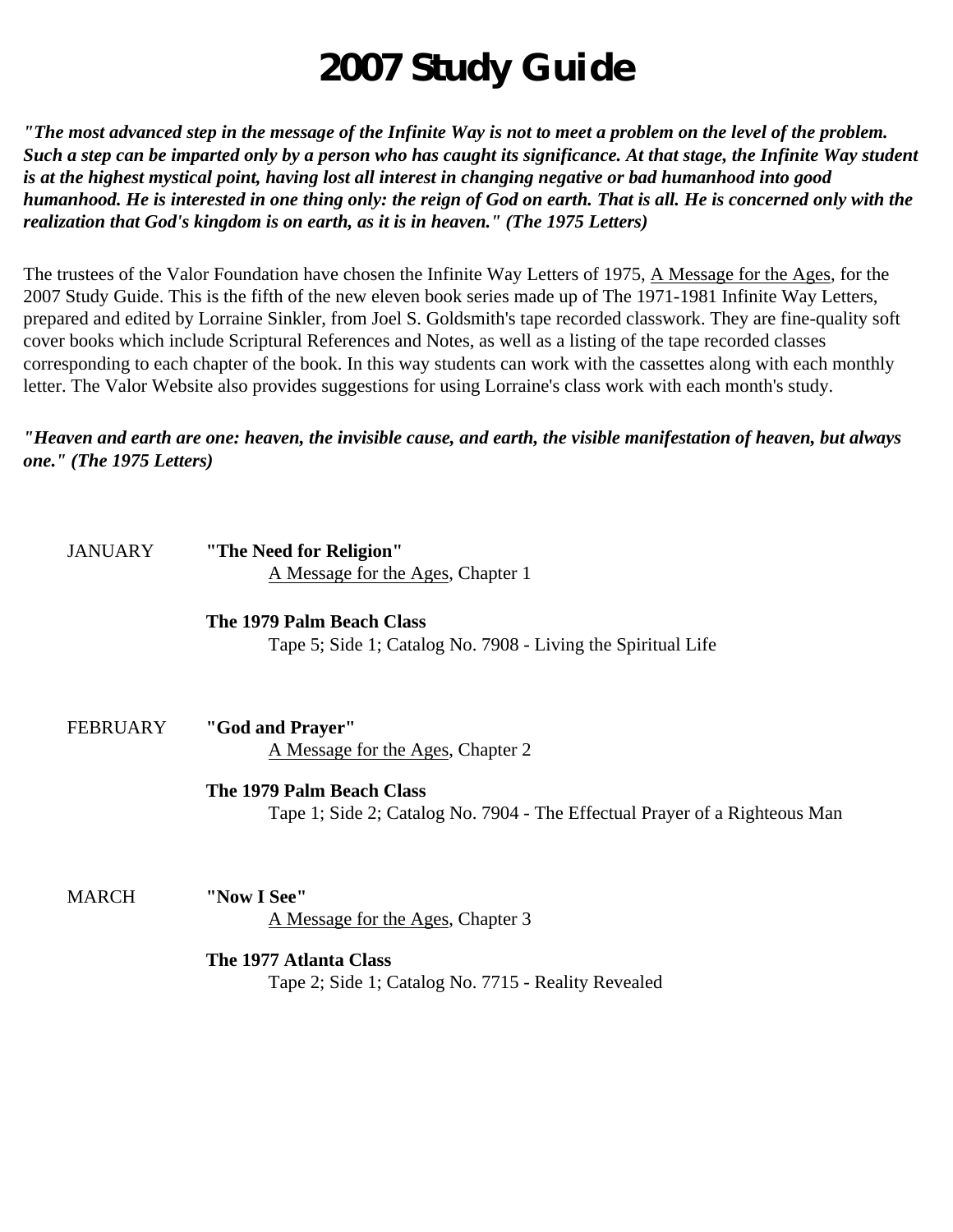# 2007 Study Guide

***"The most advanced step in the message of the Infinite Way is not to meet a problem on the level of the problem. Such a step can be imparted only by a person who has caught its significance. At that stage, the Infinite Way student is at the highest mystical point, having lost all interest in changing negative or bad humanhood into good humanhood. He is interested in one thing only: the reign of God on earth. That is all. He is concerned only with the realization that God's kingdom is on earth, as it is in heaven." (The 1975 Letters)***

The trustees of the Valor Foundation have chosen the Infinite Way Letters of 1975, A Message for the Ages, for the 2007 Study Guide. This is the fifth of the new eleven book series made up of The 1971-1981 Infinite Way Letters, prepared and edited by Lorraine Sinkler, from Joel S. Goldsmith's tape recorded classwork. They are fine-quality soft cover books which include Scriptural References and Notes, as well as a listing of the tape recorded classes corresponding to each chapter of the book. In this way students can work with the cassettes along with each monthly letter. The Valor Website also provides suggestions for using Lorraine's class work with each month's study.

***"Heaven and earth are one: heaven, the invisible cause, and earth, the visible manifestation of heaven, but always one." (The 1975 Letters)***

JANUARY **"The Need for Religion"**
A Message for the Ages, Chapter 1

**The 1979 Palm Beach Class**
Tape 5; Side 1; Catalog No. 7908 - Living the Spiritual Life

FEBRUARY **"God and Prayer"**
A Message for the Ages, Chapter 2

**The 1979 Palm Beach Class**
Tape 1; Side 2; Catalog No. 7904 - The Effectual Prayer of a Righteous Man

MARCH **"Now I See"**
A Message for the Ages, Chapter 3

**The 1977 Atlanta Class**
Tape 2; Side 1; Catalog No. 7715 - Reality Revealed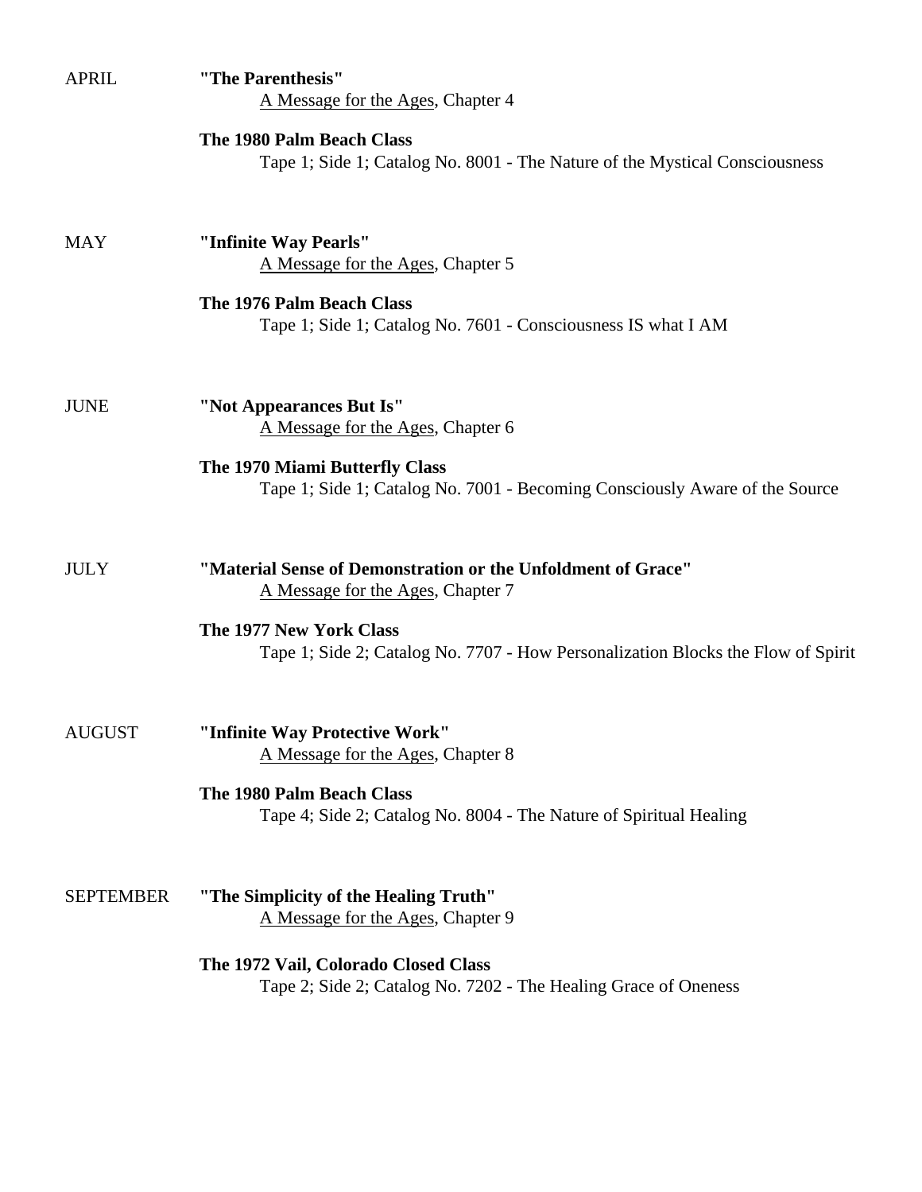APRIL

**"The Parenthesis"**
A Message for the Ages, Chapter 4

**The 1980 Palm Beach Class**
Tape 1; Side 1; Catalog No. 8001 - The Nature of the Mystical Consciousness

MAY

**"Infinite Way Pearls"**
A Message for the Ages, Chapter 5

**The 1976 Palm Beach Class**
Tape 1; Side 1; Catalog No. 7601 - Consciousness IS what I AM

JUNE

**"Not Appearances But Is"**
A Message for the Ages, Chapter 6

**The 1970 Miami Butterfly Class**
Tape 1; Side 1; Catalog No. 7001 - Becoming Consciously Aware of the Source

JULY

**"Material Sense of Demonstration or the Unfoldment of Grace"**
A Message for the Ages, Chapter 7

**The 1977 New York Class**
Tape 1; Side 2; Catalog No. 7707 - How Personalization Blocks the Flow of Spirit

AUGUST

**"Infinite Way Protective Work"**
A Message for the Ages, Chapter 8

**The 1980 Palm Beach Class**
Tape 4; Side 2; Catalog No. 8004 - The Nature of Spiritual Healing

SEPTEMBER

**"The Simplicity of the Healing Truth"**
A Message for the Ages, Chapter 9

**The 1972 Vail, Colorado Closed Class**
Tape 2; Side 2; Catalog No. 7202 - The Healing Grace of Oneness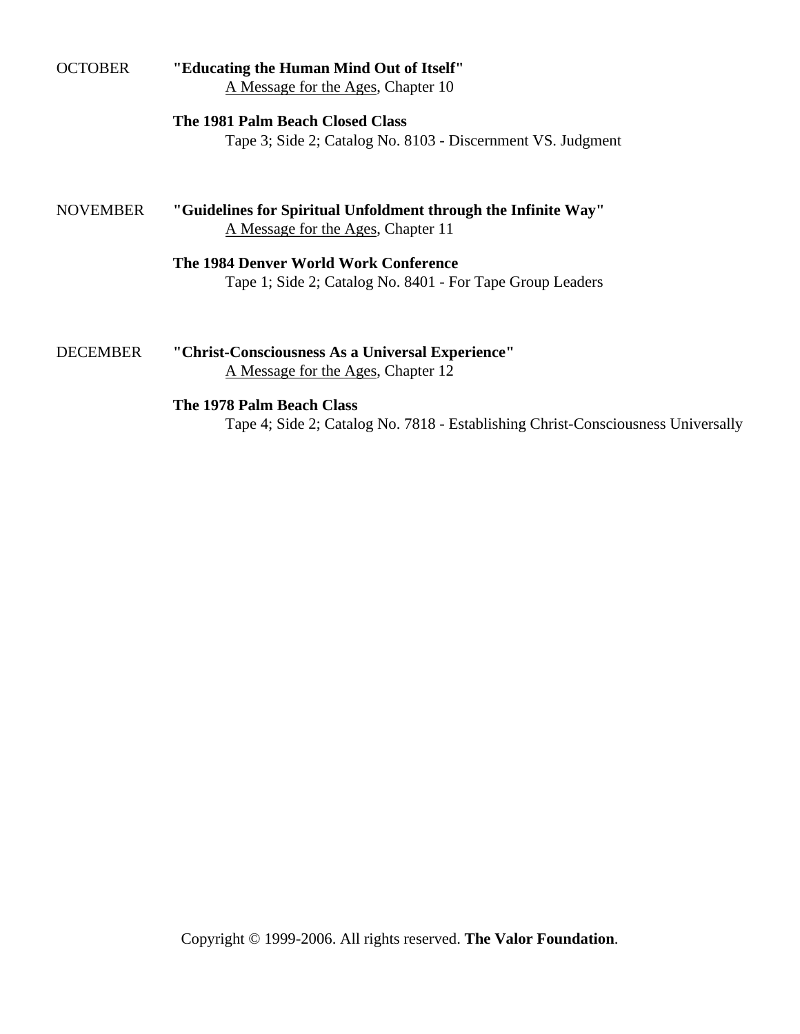OCTOBER **"Educating the Human Mind Out of Itself"**
A Message for the Ages, Chapter 10

**The 1981 Palm Beach Closed Class**
Tape 3; Side 2; Catalog No. 8103 - Discernment VS. Judgment

NOVEMBER **"Guidelines for Spiritual Unfoldment through the Infinite Way"**
A Message for the Ages, Chapter 11

**The 1984 Denver World Work Conference**
Tape 1; Side 2; Catalog No. 8401 - For Tape Group Leaders

DECEMBER **"Christ-Consciousness As a Universal Experience"**
A Message for the Ages, Chapter 12

**The 1978 Palm Beach Class**
Tape 4; Side 2; Catalog No. 7818 - Establishing Christ-Consciousness Universally

Copyright © 1999-2006. All rights reserved. **The Valor Foundation**.